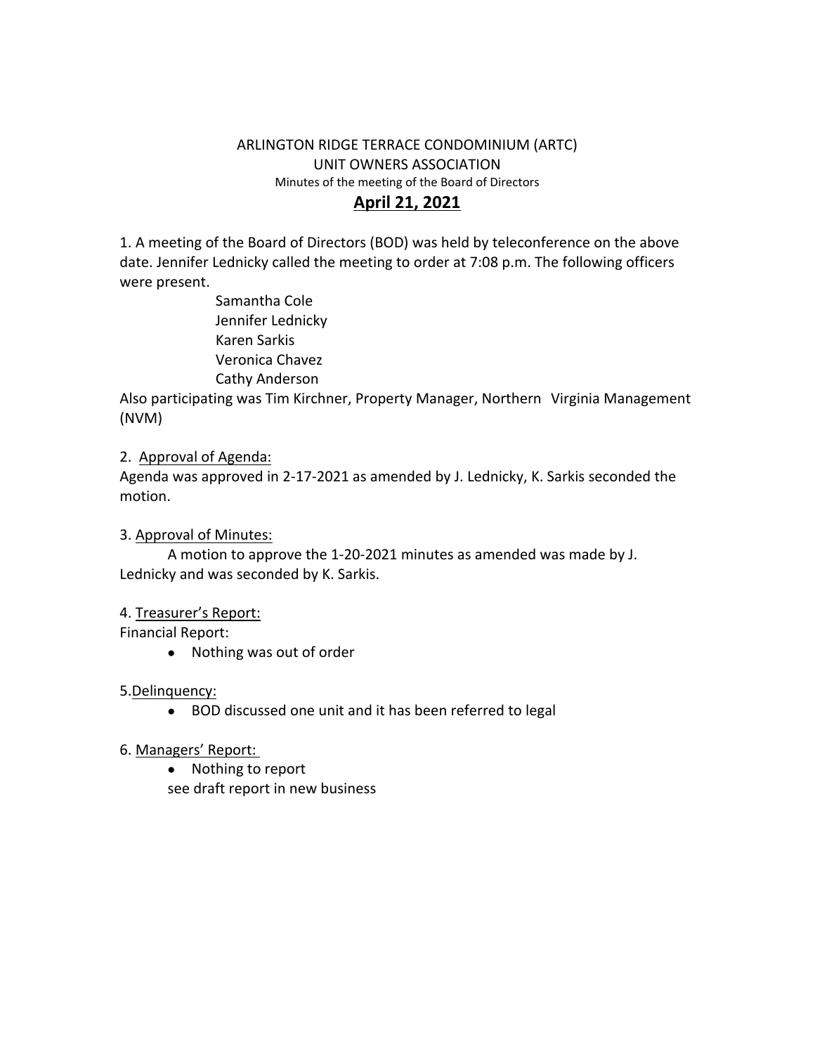ARLINGTON RIDGE TERRACE CONDOMINIUM (ARTC)
UNIT OWNERS ASSOCIATION
Minutes of the meeting of the Board of Directors

# **April 21, 2021**

1. A meeting of the Board of Directors (BOD) was held by teleconference on the above date. Jennifer Lednicky called the meeting to order at 7:08 p.m. The following officers were present.

    Samantha Cole
    Jennifer Lednicky
    Karen Sarkis
    Veronica Chavez
    Cathy Anderson

Also participating was Tim Kirchner, Property Manager, Northern Virginia Management (NVM)

2. Approval of Agenda:
Agenda was approved in 2-17-2021 as amended by J. Lednicky, K. Sarkis seconded the motion.

3. Approval of Minutes:
A motion to approve the 1-20-2021 minutes as amended was made by J. Lednicky and was seconded by K. Sarkis.

4. Treasurer's Report:
Financial Report:

- Nothing was out of order

5. Delinquency:

- BOD discussed one unit and it has been referred to legal

6. Managers' Report:

- Nothing to report

see draft report in new business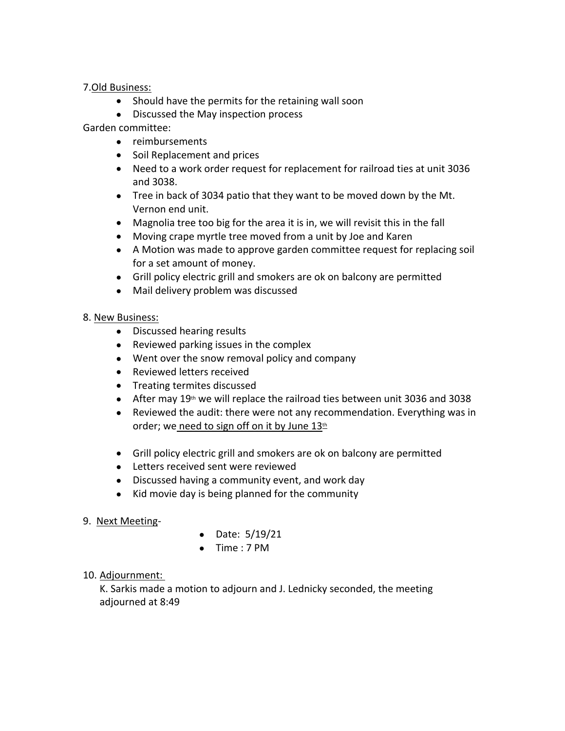7. <u>Old Business:</u>

- Should have the permits for the retaining wall soon
- Discussed the May inspection process

Garden committee:

- reimbursements
- Soil Replacement and prices
- Need to a work order request for replacement for railroad ties at unit 3036 and 3038.
- Tree in back of 3034 patio that they want to be moved down by the Mt. Vernon end unit.
- Magnolia tree too big for the area it is in, we will revisit this in the fall
- Moving crape myrtle tree moved from a unit by Joe and Karen
- A Motion was made to approve garden committee request for replacing soil for a set amount of money.
- Grill policy electric grill and smokers are ok on balcony are permitted
- Mail delivery problem was discussed

8. <u>New Business:</u>

- Discussed hearing results
- Reviewed parking issues in the complex
- Went over the snow removal policy and company
- Reviewed letters received
- Treating termites discussed
- After may 19th we will replace the railroad ties between unit 3036 and 3038
- Reviewed the audit: there were not any recommendation. Everything was in order; we <u>need to sign off on it by June 13th</u>

- Grill policy electric grill and smokers are ok on balcony are permitted
- Letters received sent were reviewed
- Discussed having a community event, and work day
- Kid movie day is being planned for the community

9. <u>Next Meeting</u>-

- Date: 5/19/21
- Time : 7 PM

10. <u>Adjournment:</u>

K. Sarkis made a motion to adjourn and J. Lednicky seconded, the meeting adjourned at 8:49